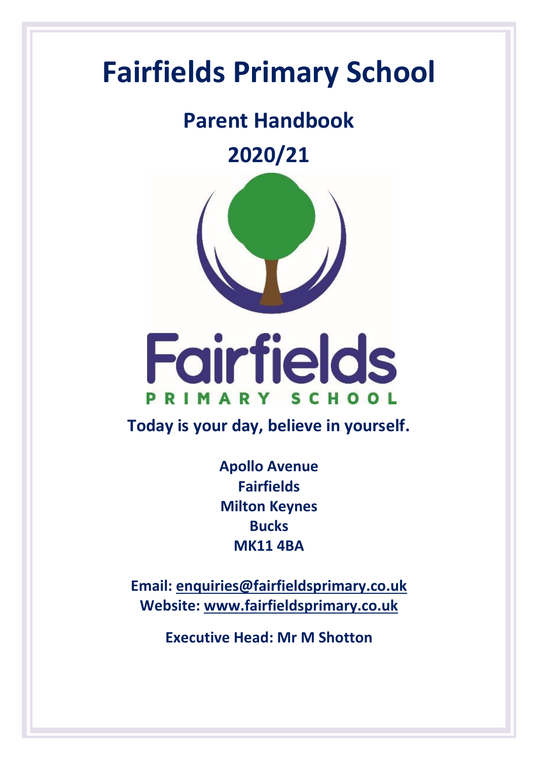# Fairfields Primary School

## Parent Handbook

## 2020/21

Fairfields

PRIMARY SCHOOL

**Today is your day, believe in yourself.**

**Apollo Avenue**
**Fairfields**
**Milton Keynes**
**Bucks**
**MK11 4BA**

**Email: enquiries@fairfieldsprimary.co.uk**
**Website: www.fairfieldsprimary.co.uk**

**Executive Head: Mr M Shotton**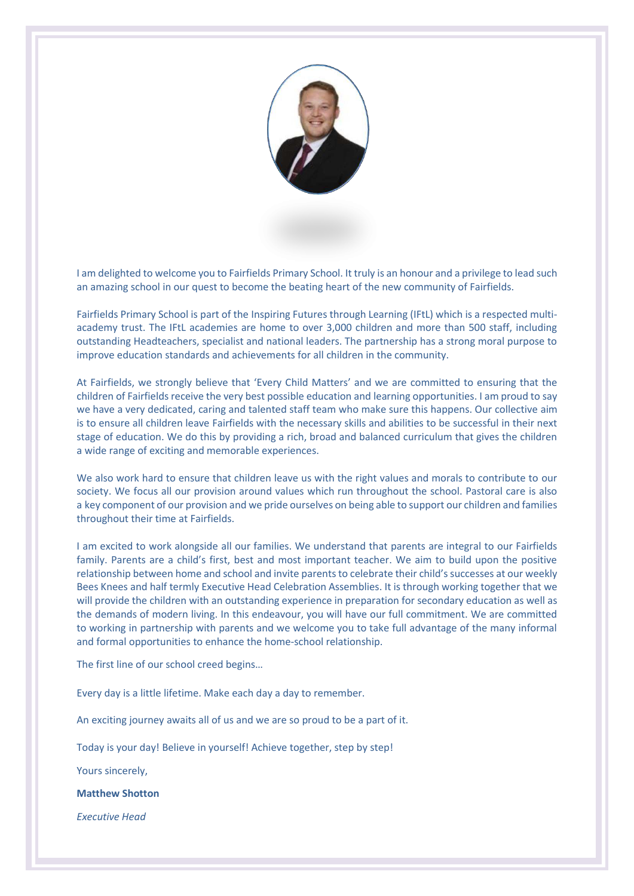I am delighted to welcome you to Fairfields Primary School. It truly is an honour and a privilege to lead such an amazing school in our quest to become the beating heart of the new community of Fairfields.

Fairfields Primary School is part of the Inspiring Futures through Learning (IFtL) which is a respected multi-academy trust. The IFtL academies are home to over 3,000 children and more than 500 staff, including outstanding Headteachers, specialist and national leaders. The partnership has a strong moral purpose to improve education standards and achievements for all children in the community.

At Fairfields, we strongly believe that 'Every Child Matters' and we are committed to ensuring that the children of Fairfields receive the very best possible education and learning opportunities. I am proud to say we have a very dedicated, caring and talented staff team who make sure this happens. Our collective aim is to ensure all children leave Fairfields with the necessary skills and abilities to be successful in their next stage of education. We do this by providing a rich, broad and balanced curriculum that gives the children a wide range of exciting and memorable experiences.

We also work hard to ensure that children leave us with the right values and morals to contribute to our society. We focus all our provision around values which run throughout the school. Pastoral care is also a key component of our provision and we pride ourselves on being able to support our children and families throughout their time at Fairfields.

I am excited to work alongside all our families. We understand that parents are integral to our Fairfields family. Parents are a child's first, best and most important teacher. We aim to build upon the positive relationship between home and school and invite parents to celebrate their child's successes at our weekly Bees Knees and half termly Executive Head Celebration Assemblies. It is through working together that we will provide the children with an outstanding experience in preparation for secondary education as well as the demands of modern living. In this endeavour, you will have our full commitment. We are committed to working in partnership with parents and we welcome you to take full advantage of the many informal and formal opportunities to enhance the home-school relationship.

The first line of our school creed begins…

Every day is a little lifetime. Make each day a day to remember.

An exciting journey awaits all of us and we are so proud to be a part of it.

Today is your day! Believe in yourself! Achieve together, step by step!

Yours sincerely,

**Matthew Shotton**

*Executive Head*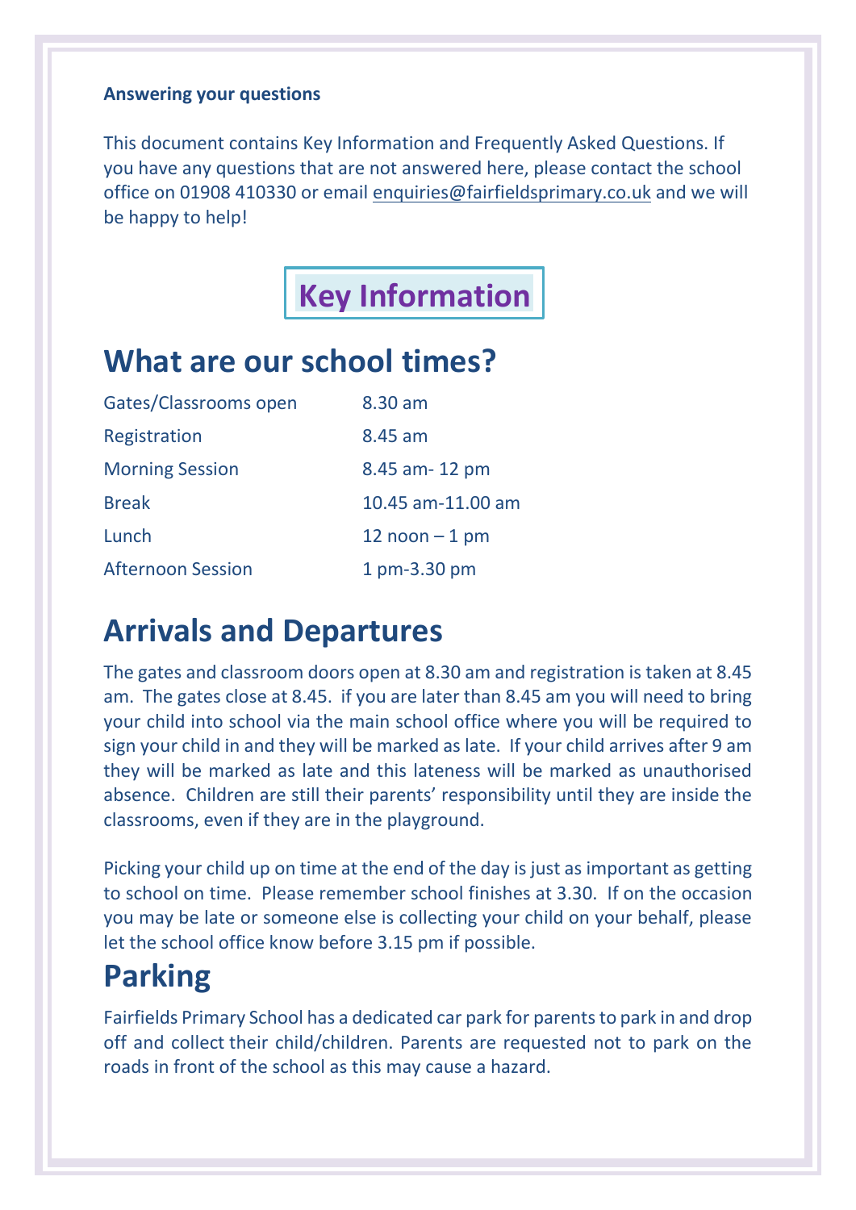**Answering your questions**

This document contains Key Information and Frequently Asked Questions. If you have any questions that are not answered here, please contact the school office on 01908 410330 or email enquiries@fairfieldsprimary.co.uk and we will be happy to help!

# Key Information

## What are our school times?

| | |
|---|---|
| Gates/Classrooms open | 8.30 am |
| Registration | 8.45 am |
| Morning Session | 8.45 am- 12 pm |
| Break | 10.45 am-11.00 am |
| Lunch | 12 noon – 1 pm |
| Afternoon Session | 1 pm-3.30 pm |

## Arrivals and Departures

The gates and classroom doors open at 8.30 am and registration is taken at 8.45 am. The gates close at 8.45. if you are later than 8.45 am you will need to bring your child into school via the main school office where you will be required to sign your child in and they will be marked as late. If your child arrives after 9 am they will be marked as late and this lateness will be marked as unauthorised absence. Children are still their parents' responsibility until they are inside the classrooms, even if they are in the playground.

Picking your child up on time at the end of the day is just as important as getting to school on time. Please remember school finishes at 3.30. If on the occasion you may be late or someone else is collecting your child on your behalf, please let the school office know before 3.15 pm if possible.

## Parking

Fairfields Primary School has a dedicated car park for parents to park in and drop off and collect their child/children. Parents are requested not to park on the roads in front of the school as this may cause a hazard.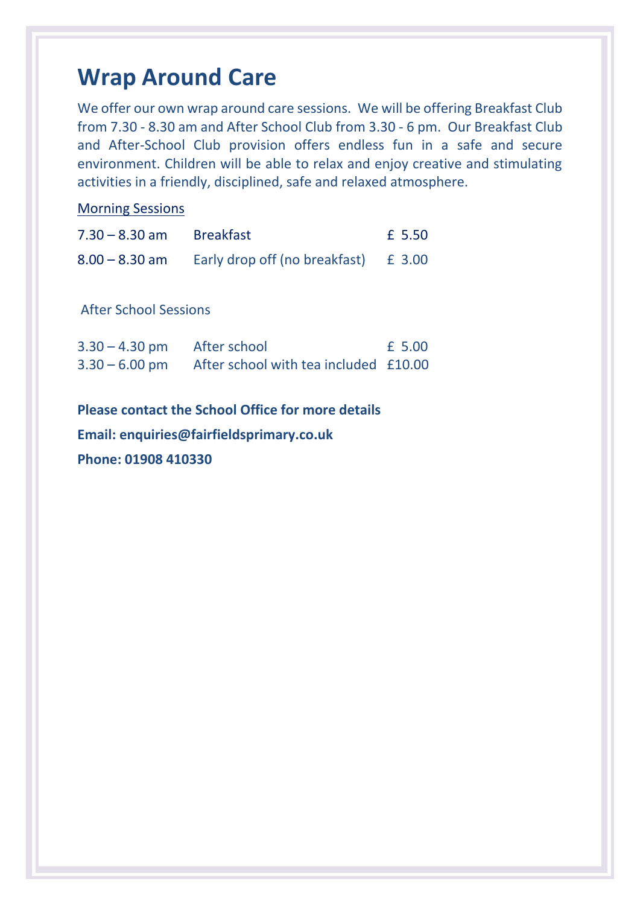# Wrap Around Care

We offer our own wrap around care sessions. We will be offering Breakfast Club from 7.30 - 8.30 am and After School Club from 3.30 - 6 pm. Our Breakfast Club and After-School Club provision offers endless fun in a safe and secure environment. Children will be able to relax and enjoy creative and stimulating activities in a friendly, disciplined, safe and relaxed atmosphere.

<u>Morning Sessions</u>

| | | |
|---|---|---|
| 7.30 – 8.30 am | Breakfast | £ 5.50 |
| 8.00 – 8.30 am | Early drop off (no breakfast) | £ 3.00 |

After School Sessions

| | | |
|---|---|---|
| 3.30 – 4.30 pm | After school | £ 5.00 |
| 3.30 – 6.00 pm | After school with tea included | £10.00 |

**Please contact the School Office for more details**

**Email: enquiries@fairfieldsprimary.co.uk**

**Phone: 01908 410330**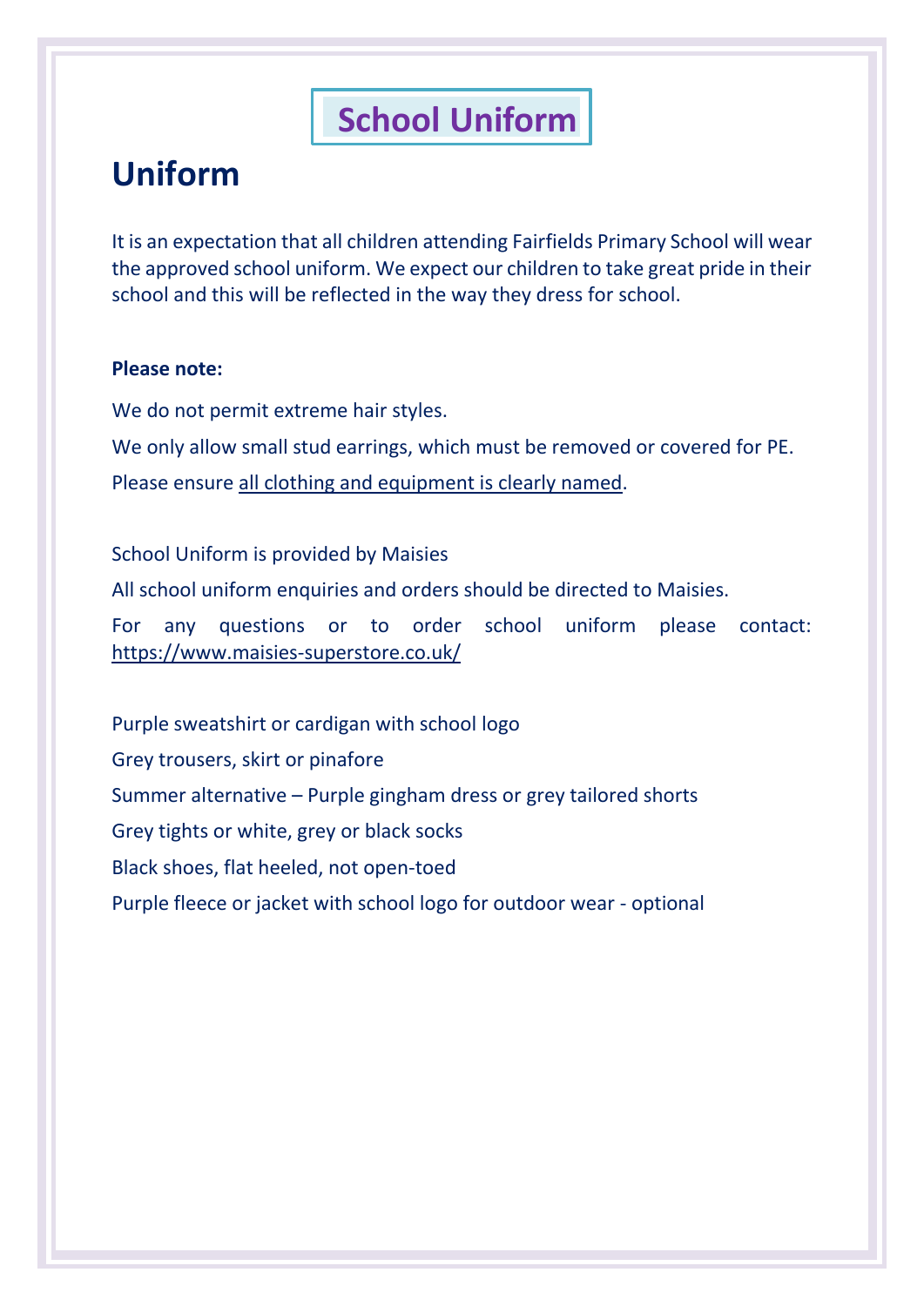# School Uniform

## Uniform

It is an expectation that all children attending Fairfields Primary School will wear the approved school uniform. We expect our children to take great pride in their school and this will be reflected in the way they dress for school.

**Please note:**

We do not permit extreme hair styles.

We only allow small stud earrings, which must be removed or covered for PE.

Please ensure all clothing and equipment is clearly named.

School Uniform is provided by Maisies

All school uniform enquiries and orders should be directed to Maisies.

For any questions or to order school uniform please contact: https://www.maisies-superstore.co.uk/

Purple sweatshirt or cardigan with school logo

Grey trousers, skirt or pinafore

Summer alternative – Purple gingham dress or grey tailored shorts

Grey tights or white, grey or black socks

Black shoes, flat heeled, not open-toed

Purple fleece or jacket with school logo for outdoor wear - optional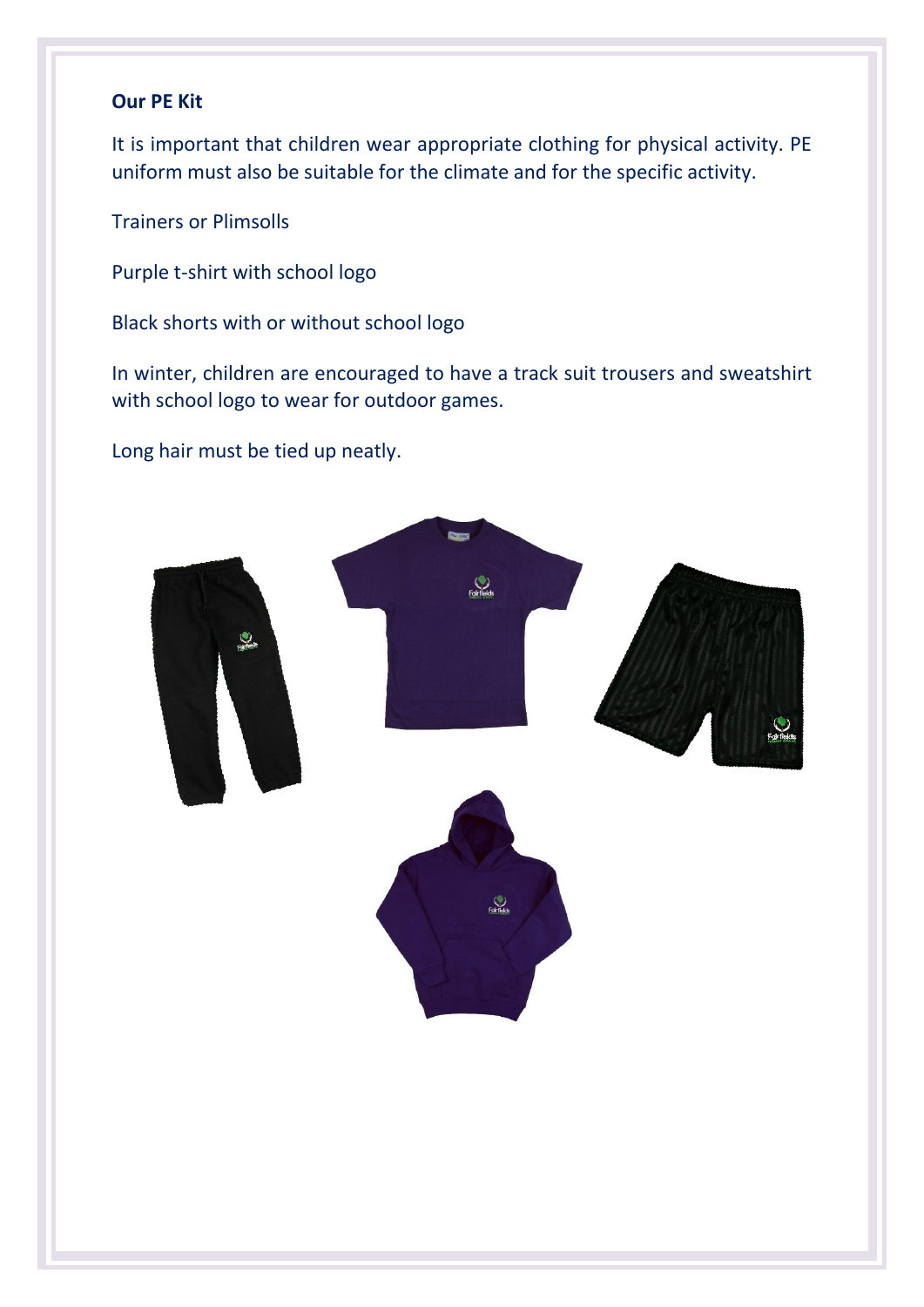**Our PE Kit**

It is important that children wear appropriate clothing for physical activity. PE uniform must also be suitable for the climate and for the specific activity.

Trainers or Plimsolls

Purple t-shirt with school logo

Black shorts with or without school logo

In winter, children are encouraged to have a track suit trousers and sweatshirt with school logo to wear for outdoor games.

Long hair must be tied up neatly.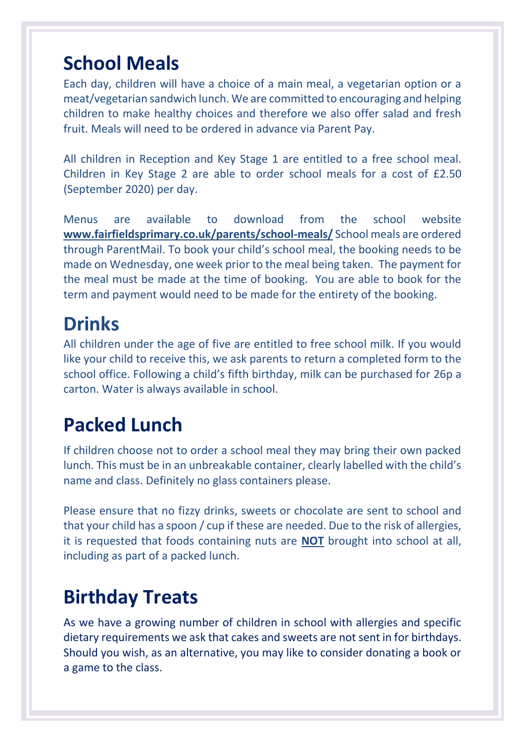## School Meals

Each day, children will have a choice of a main meal, a vegetarian option or a meat/vegetarian sandwich lunch. We are committed to encouraging and helping children to make healthy choices and therefore we also offer salad and fresh fruit. Meals will need to be ordered in advance via Parent Pay.

All children in Reception and Key Stage 1 are entitled to a free school meal. Children in Key Stage 2 are able to order school meals for a cost of £2.50 (September 2020) per day.

Menus are available to download from the school website **www.fairfieldsprimary.co.uk/parents/school-meals/** School meals are ordered through ParentMail. To book your child's school meal, the booking needs to be made on Wednesday, one week prior to the meal being taken. The payment for the meal must be made at the time of booking. You are able to book for the term and payment would need to be made for the entirety of the booking.

## Drinks

All children under the age of five are entitled to free school milk. If you would like your child to receive this, we ask parents to return a completed form to the school office. Following a child's fifth birthday, milk can be purchased for 26p a carton. Water is always available in school.

## Packed Lunch

If children choose not to order a school meal they may bring their own packed lunch. This must be in an unbreakable container, clearly labelled with the child's name and class. Definitely no glass containers please.

Please ensure that no fizzy drinks, sweets or chocolate are sent to school and that your child has a spoon / cup if these are needed. Due to the risk of allergies, it is requested that foods containing nuts are **NOT** brought into school at all, including as part of a packed lunch.

## Birthday Treats

As we have a growing number of children in school with allergies and specific dietary requirements we ask that cakes and sweets are not sent in for birthdays. Should you wish, as an alternative, you may like to consider donating a book or a game to the class.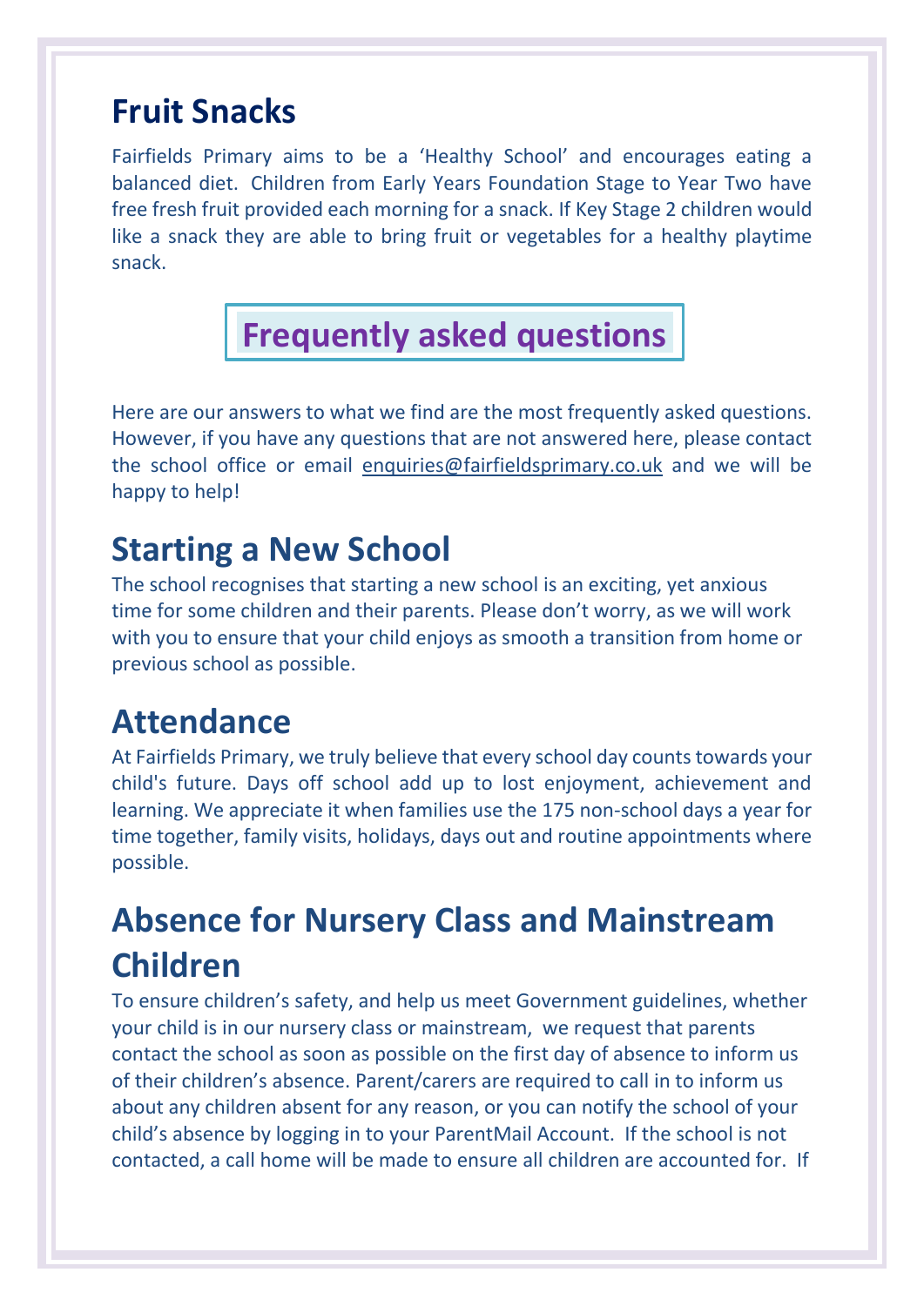## Fruit Snacks

Fairfields Primary aims to be a 'Healthy School' and encourages eating a balanced diet. Children from Early Years Foundation Stage to Year Two have free fresh fruit provided each morning for a snack. If Key Stage 2 children would like a snack they are able to bring fruit or vegetables for a healthy playtime snack.

# Frequently asked questions

Here are our answers to what we find are the most frequently asked questions. However, if you have any questions that are not answered here, please contact the school office or email enquiries@fairfieldsprimary.co.uk and we will be happy to help!

## Starting a New School

The school recognises that starting a new school is an exciting, yet anxious time for some children and their parents. Please don't worry, as we will work with you to ensure that your child enjoys as smooth a transition from home or previous school as possible.

## Attendance

At Fairfields Primary, we truly believe that every school day counts towards your child's future. Days off school add up to lost enjoyment, achievement and learning. We appreciate it when families use the 175 non-school days a year for time together, family visits, holidays, days out and routine appointments where possible.

## Absence for Nursery Class and Mainstream Children

To ensure children's safety, and help us meet Government guidelines, whether your child is in our nursery class or mainstream, we request that parents contact the school as soon as possible on the first day of absence to inform us of their children's absence. Parent/carers are required to call in to inform us about any children absent for any reason, or you can notify the school of your child's absence by logging in to your ParentMail Account. If the school is not contacted, a call home will be made to ensure all children are accounted for. If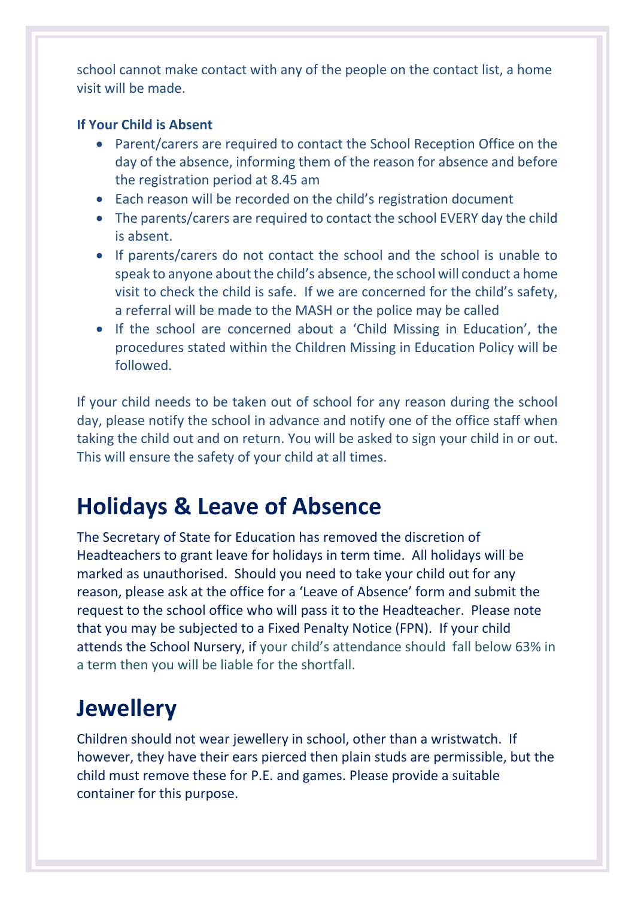school cannot make contact with any of the people on the contact list, a home visit will be made.

**If Your Child is Absent**

- Parent/carers are required to contact the School Reception Office on the day of the absence, informing them of the reason for absence and before the registration period at 8.45 am
- Each reason will be recorded on the child's registration document
- The parents/carers are required to contact the school EVERY day the child is absent.
- If parents/carers do not contact the school and the school is unable to speak to anyone about the child's absence, the school will conduct a home visit to check the child is safe. If we are concerned for the child's safety, a referral will be made to the MASH or the police may be called
- If the school are concerned about a 'Child Missing in Education', the procedures stated within the Children Missing in Education Policy will be followed.

If your child needs to be taken out of school for any reason during the school day, please notify the school in advance and notify one of the office staff when taking the child out and on return. You will be asked to sign your child in or out. This will ensure the safety of your child at all times.

## Holidays & Leave of Absence

The Secretary of State for Education has removed the discretion of Headteachers to grant leave for holidays in term time. All holidays will be marked as unauthorised. Should you need to take your child out for any reason, please ask at the office for a 'Leave of Absence' form and submit the request to the school office who will pass it to the Headteacher. Please note that you may be subjected to a Fixed Penalty Notice (FPN). If your child attends the School Nursery, if your child's attendance should fall below 63% in a term then you will be liable for the shortfall.

## Jewellery

Children should not wear jewellery in school, other than a wristwatch. If however, they have their ears pierced then plain studs are permissible, but the child must remove these for P.E. and games. Please provide a suitable container for this purpose.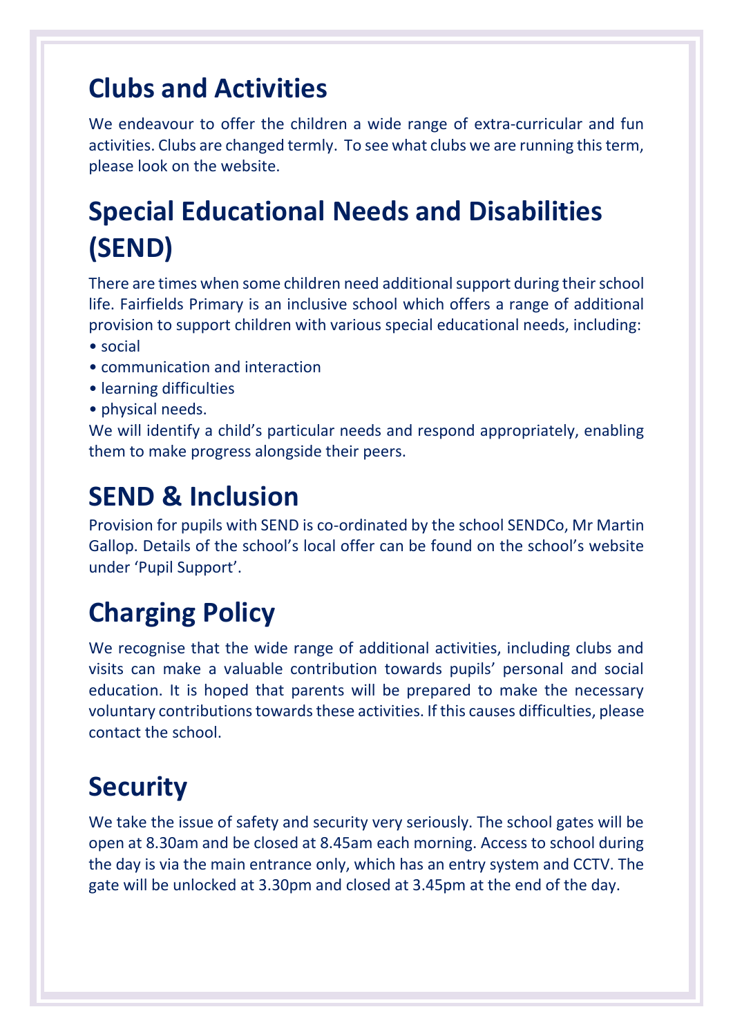## Clubs and Activities

We endeavour to offer the children a wide range of extra-curricular and fun activities. Clubs are changed termly. To see what clubs we are running this term, please look on the website.

## Special Educational Needs and Disabilities (SEND)

There are times when some children need additional support during their school life. Fairfields Primary is an inclusive school which offers a range of additional provision to support children with various special educational needs, including:

- social
- communication and interaction
- learning difficulties
- physical needs.

We will identify a child's particular needs and respond appropriately, enabling them to make progress alongside their peers.

## SEND & Inclusion

Provision for pupils with SEND is co-ordinated by the school SENDCo, Mr Martin Gallop. Details of the school's local offer can be found on the school's website under 'Pupil Support'.

## Charging Policy

We recognise that the wide range of additional activities, including clubs and visits can make a valuable contribution towards pupils' personal and social education. It is hoped that parents will be prepared to make the necessary voluntary contributions towards these activities. If this causes difficulties, please contact the school.

## Security

We take the issue of safety and security very seriously. The school gates will be open at 8.30am and be closed at 8.45am each morning. Access to school during the day is via the main entrance only, which has an entry system and CCTV. The gate will be unlocked at 3.30pm and closed at 3.45pm at the end of the day.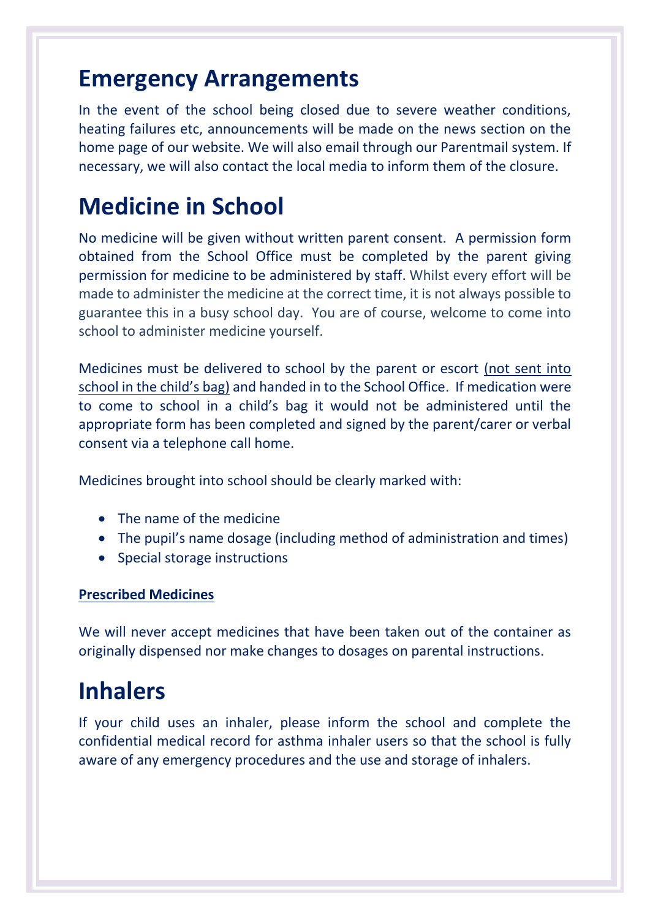# Emergency Arrangements

In the event of the school being closed due to severe weather conditions, heating failures etc, announcements will be made on the news section on the home page of our website. We will also email through our Parentmail system. If necessary, we will also contact the local media to inform them of the closure.

# Medicine in School

No medicine will be given without written parent consent. A permission form obtained from the School Office must be completed by the parent giving permission for medicine to be administered by staff. Whilst every effort will be made to administer the medicine at the correct time, it is not always possible to guarantee this in a busy school day. You are of course, welcome to come into school to administer medicine yourself.

Medicines must be delivered to school by the parent or escort (not sent into school in the child's bag) and handed in to the School Office. If medication were to come to school in a child's bag it would not be administered until the appropriate form has been completed and signed by the parent/carer or verbal consent via a telephone call home.

Medicines brought into school should be clearly marked with:

- The name of the medicine
- The pupil's name dosage (including method of administration and times)
- Special storage instructions

**Prescribed Medicines**

We will never accept medicines that have been taken out of the container as originally dispensed nor make changes to dosages on parental instructions.

# Inhalers

If your child uses an inhaler, please inform the school and complete the confidential medical record for asthma inhaler users so that the school is fully aware of any emergency procedures and the use and storage of inhalers.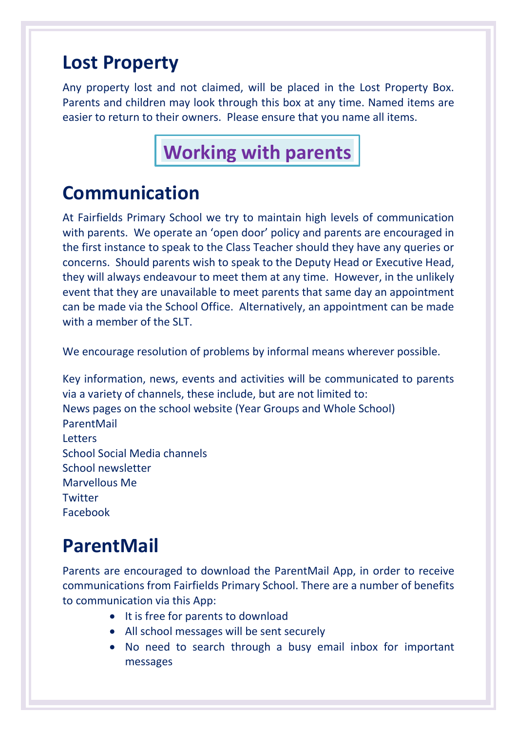# Lost Property

Any property lost and not claimed, will be placed in the Lost Property Box. Parents and children may look through this box at any time. Named items are easier to return to their owners. Please ensure that you name all items.

## Working with parents

# Communication

At Fairfields Primary School we try to maintain high levels of communication with parents. We operate an 'open door' policy and parents are encouraged in the first instance to speak to the Class Teacher should they have any queries or concerns. Should parents wish to speak to the Deputy Head or Executive Head, they will always endeavour to meet them at any time. However, in the unlikely event that they are unavailable to meet parents that same day an appointment can be made via the School Office. Alternatively, an appointment can be made with a member of the SLT.

We encourage resolution of problems by informal means wherever possible.

Key information, news, events and activities will be communicated to parents via a variety of channels, these include, but are not limited to:
News pages on the school website (Year Groups and Whole School)
ParentMail
Letters
School Social Media channels
School newsletter
Marvellous Me
Twitter
Facebook

# ParentMail

Parents are encouraged to download the ParentMail App, in order to receive communications from Fairfields Primary School. There are a number of benefits to communication via this App:

- It is free for parents to download
- All school messages will be sent securely
- No need to search through a busy email inbox for important messages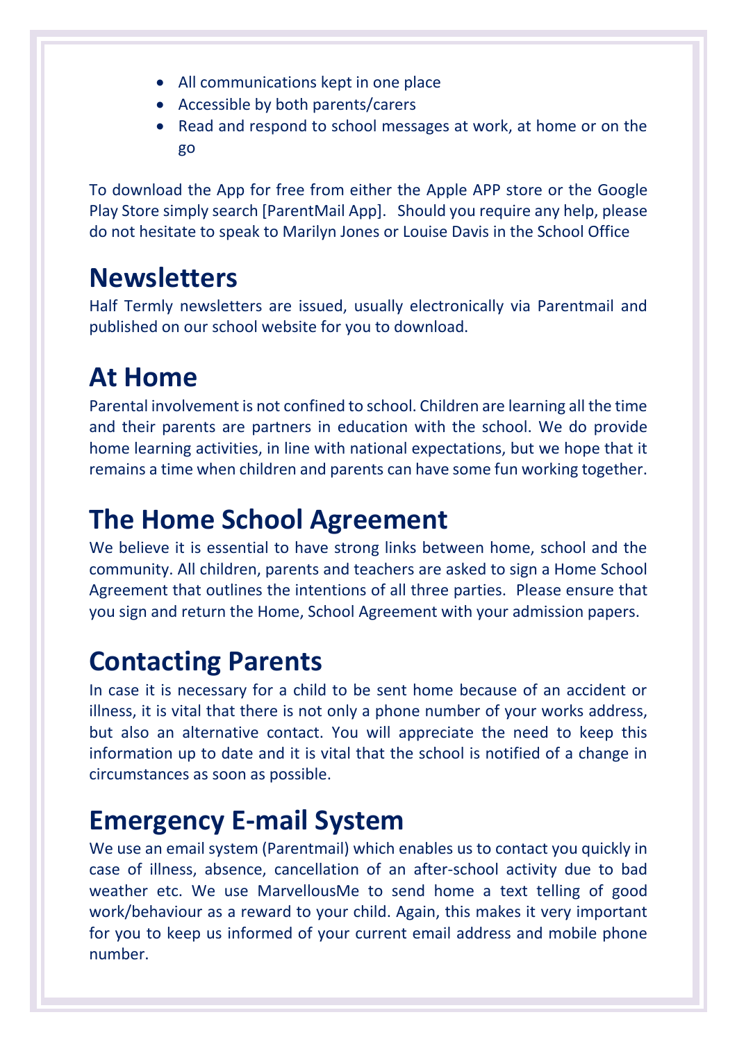- All communications kept in one place
- Accessible by both parents/carers
- Read and respond to school messages at work, at home or on the go

To download the App for free from either the Apple APP store or the Google Play Store simply search [ParentMail App]. Should you require any help, please do not hesitate to speak to Marilyn Jones or Louise Davis in the School Office

## Newsletters

Half Termly newsletters are issued, usually electronically via Parentmail and published on our school website for you to download.

## At Home

Parental involvement is not confined to school. Children are learning all the time and their parents are partners in education with the school. We do provide home learning activities, in line with national expectations, but we hope that it remains a time when children and parents can have some fun working together.

## The Home School Agreement

We believe it is essential to have strong links between home, school and the community. All children, parents and teachers are asked to sign a Home School Agreement that outlines the intentions of all three parties. Please ensure that you sign and return the Home, School Agreement with your admission papers.

## Contacting Parents

In case it is necessary for a child to be sent home because of an accident or illness, it is vital that there is not only a phone number of your works address, but also an alternative contact. You will appreciate the need to keep this information up to date and it is vital that the school is notified of a change in circumstances as soon as possible.

## Emergency E-mail System

We use an email system (Parentmail) which enables us to contact you quickly in case of illness, absence, cancellation of an after-school activity due to bad weather etc. We use MarvellousMe to send home a text telling of good work/behaviour as a reward to your child. Again, this makes it very important for you to keep us informed of your current email address and mobile phone number.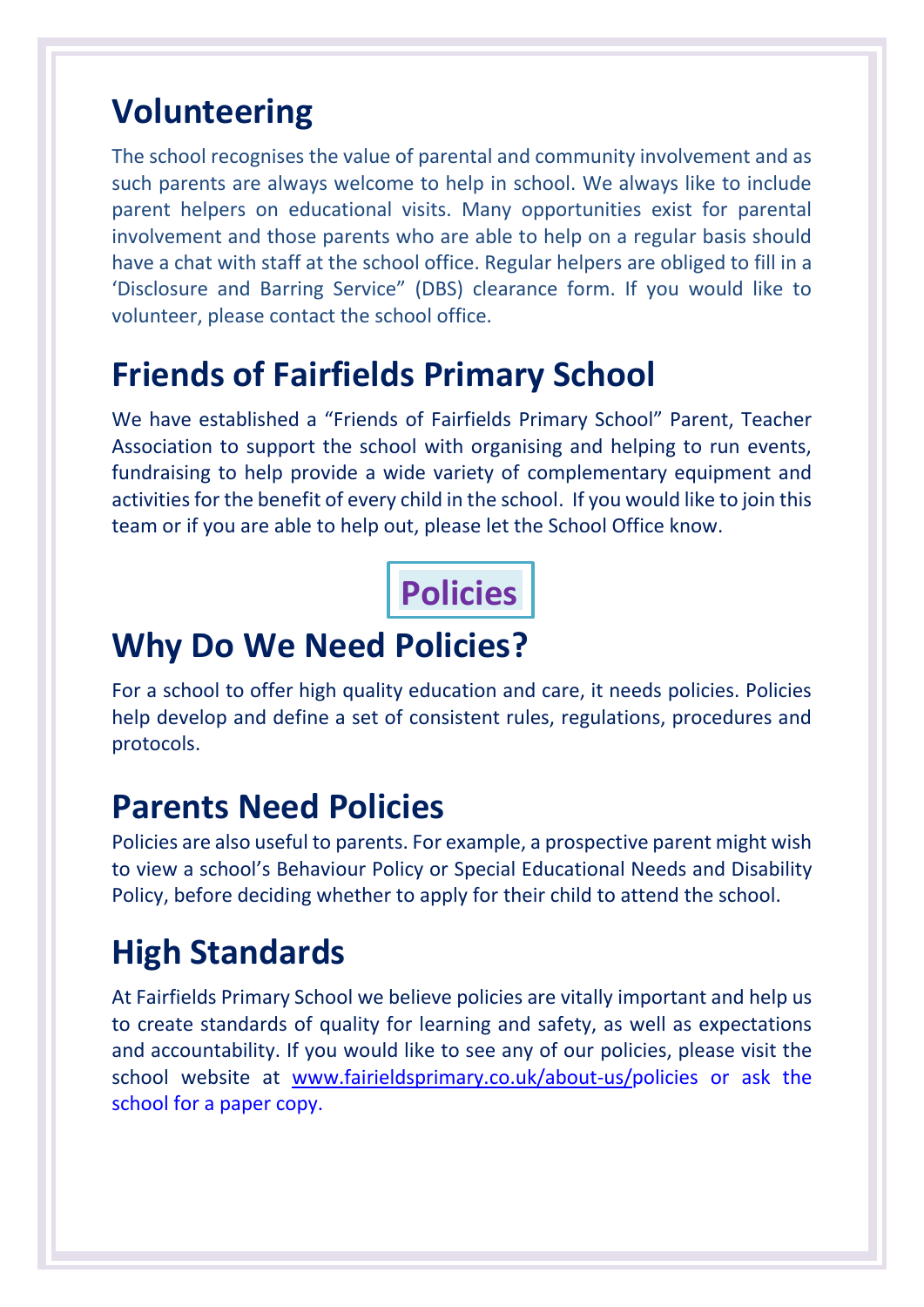## Volunteering

The school recognises the value of parental and community involvement and as such parents are always welcome to help in school. We always like to include parent helpers on educational visits. Many opportunities exist for parental involvement and those parents who are able to help on a regular basis should have a chat with staff at the school office. Regular helpers are obliged to fill in a 'Disclosure and Barring Service" (DBS) clearance form. If you would like to volunteer, please contact the school office.

## Friends of Fairfields Primary School

We have established a "Friends of Fairfields Primary School" Parent, Teacher Association to support the school with organising and helping to run events, fundraising to help provide a wide variety of complementary equipment and activities for the benefit of every child in the school. If you would like to join this team or if you are able to help out, please let the School Office know.

# Policies

## Why Do We Need Policies?

For a school to offer high quality education and care, it needs policies. Policies help develop and define a set of consistent rules, regulations, procedures and protocols.

## Parents Need Policies

Policies are also useful to parents. For example, a prospective parent might wish to view a school's Behaviour Policy or Special Educational Needs and Disability Policy, before deciding whether to apply for their child to attend the school.

## High Standards

At Fairfields Primary School we believe policies are vitally important and help us to create standards of quality for learning and safety, as well as expectations and accountability. If you would like to see any of our policies, please visit the school website at www.fairieldsprimary.co.uk/about-us/policies or ask the school for a paper copy.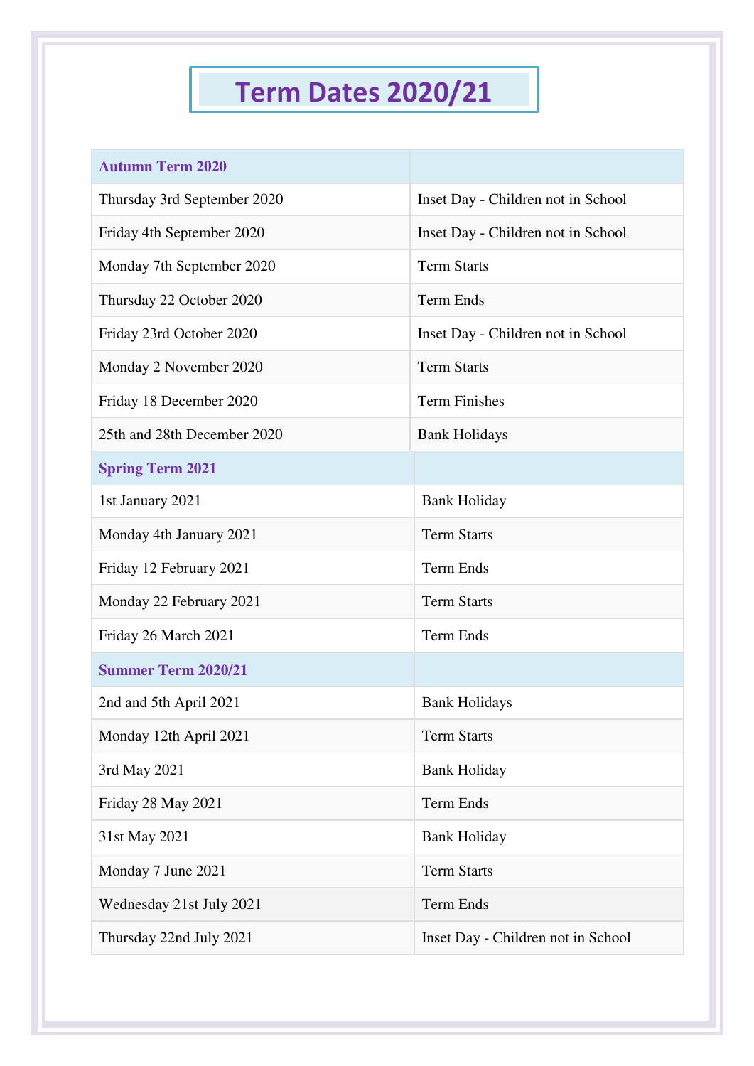# Term Dates 2020/21

| **Autumn Term 2020** | |
|---|---|
| Thursday 3rd September 2020 | Inset Day - Children not in School |
| Friday 4th September 2020 | Inset Day - Children not in School |
| Monday 7th September 2020 | Term Starts |
| Thursday 22 October 2020 | Term Ends |
| Friday 23rd October 2020 | Inset Day - Children not in School |
| Monday 2 November 2020 | Term Starts |
| Friday 18 December 2020 | Term Finishes |
| 25th and 28th December 2020 | Bank Holidays |
| **Spring Term 2021** | |
| 1st January 2021 | Bank Holiday |
| Monday 4th January 2021 | Term Starts |
| Friday 12 February 2021 | Term Ends |
| Monday 22 February 2021 | Term Starts |
| Friday 26 March 2021 | Term Ends |
| **Summer Term 2020/21** | |
| 2nd and 5th April 2021 | Bank Holidays |
| Monday 12th April 2021 | Term Starts |
| 3rd May 2021 | Bank Holiday |
| Friday 28 May 2021 | Term Ends |
| 31st May 2021 | Bank Holiday |
| Monday 7 June 2021 | Term Starts |
| Wednesday 21st July 2021 | Term Ends |
| Thursday 22nd July 2021 | Inset Day - Children not in School |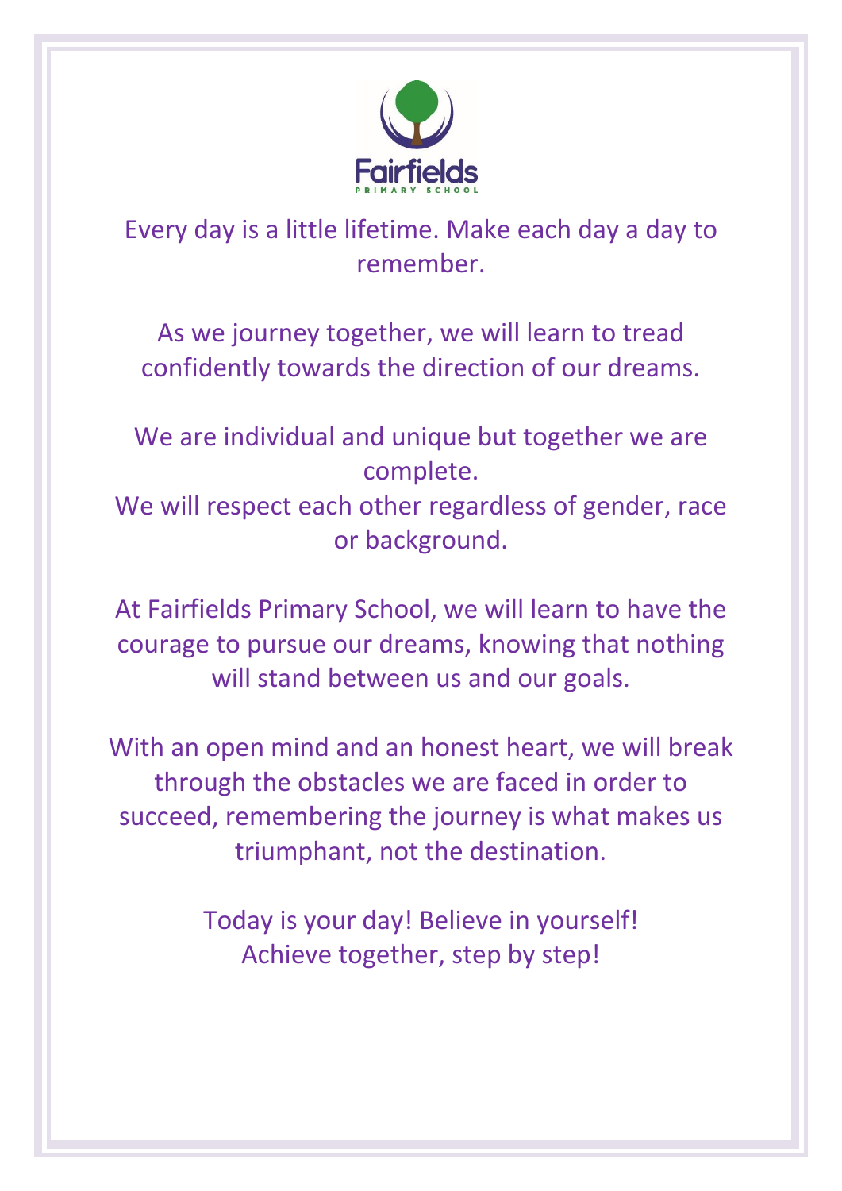Fairfields

PRIMARY SCHOOL

Every day is a little lifetime. Make each day a day to remember.

As we journey together, we will learn to tread confidently towards the direction of our dreams.

We are individual and unique but together we are complete.
We will respect each other regardless of gender, race or background.

At Fairfields Primary School, we will learn to have the courage to pursue our dreams, knowing that nothing will stand between us and our goals.

With an open mind and an honest heart, we will break through the obstacles we are faced in order to succeed, remembering the journey is what makes us triumphant, not the destination.

Today is your day! Believe in yourself!
Achieve together, step by step!